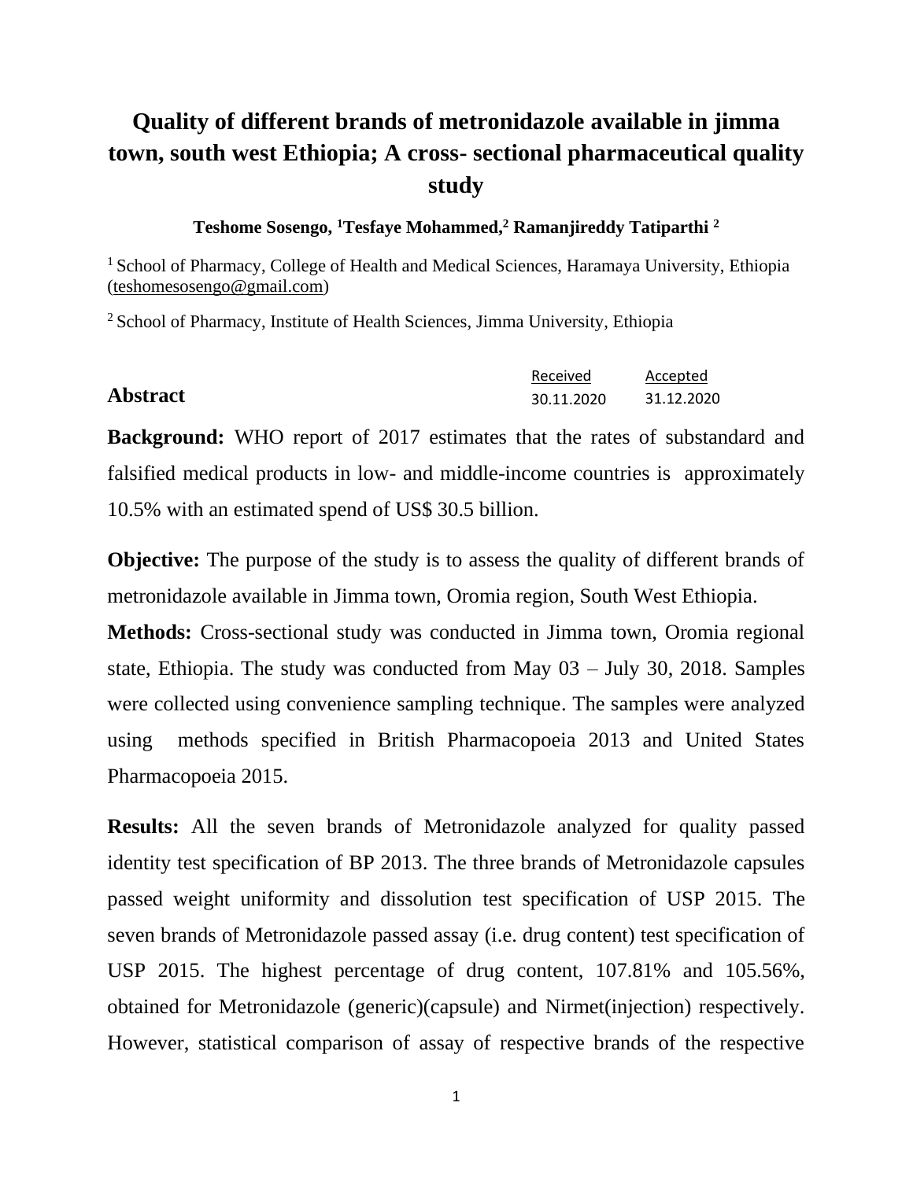# Quality of different brands of metronidazole available in jimma town, south west Ethiopia; A cross- sectional pharmaceutical quality study

**Teshome Sosengo, [1]Tesfaye Mohammed,[2] Ramanjireddy Tatiparthi [2]**

[1] School of Pharmacy, College of Health and Medical Sciences, Haramaya University, Ethiopia (teshomesosengo@gmail.com)

[2] School of Pharmacy, Institute of Health Sciences, Jimma University, Ethiopia

| Received | Accepted |
|---|---|
| 30.11.2020 | 31.12.2020 |

## Abstract

**Background:** WHO report of 2017 estimates that the rates of substandard and falsified medical products in low- and middle-income countries is approximately 10.5% with an estimated spend of US$ 30.5 billion.

**Objective:** The purpose of the study is to assess the quality of different brands of metronidazole available in Jimma town, Oromia region, South West Ethiopia.

**Methods:** Cross-sectional study was conducted in Jimma town, Oromia regional state, Ethiopia. The study was conducted from May 03 – July 30, 2018. Samples were collected using convenience sampling technique. The samples were analyzed using methods specified in British Pharmacopoeia 2013 and United States Pharmacopoeia 2015.

**Results:** All the seven brands of Metronidazole analyzed for quality passed identity test specification of BP 2013. The three brands of Metronidazole capsules passed weight uniformity and dissolution test specification of USP 2015. The seven brands of Metronidazole passed assay (i.e. drug content) test specification of USP 2015. The highest percentage of drug content, 107.81% and 105.56%, obtained for Metronidazole (generic)(capsule) and Nirmet(injection) respectively. However, statistical comparison of assay of respective brands of the respective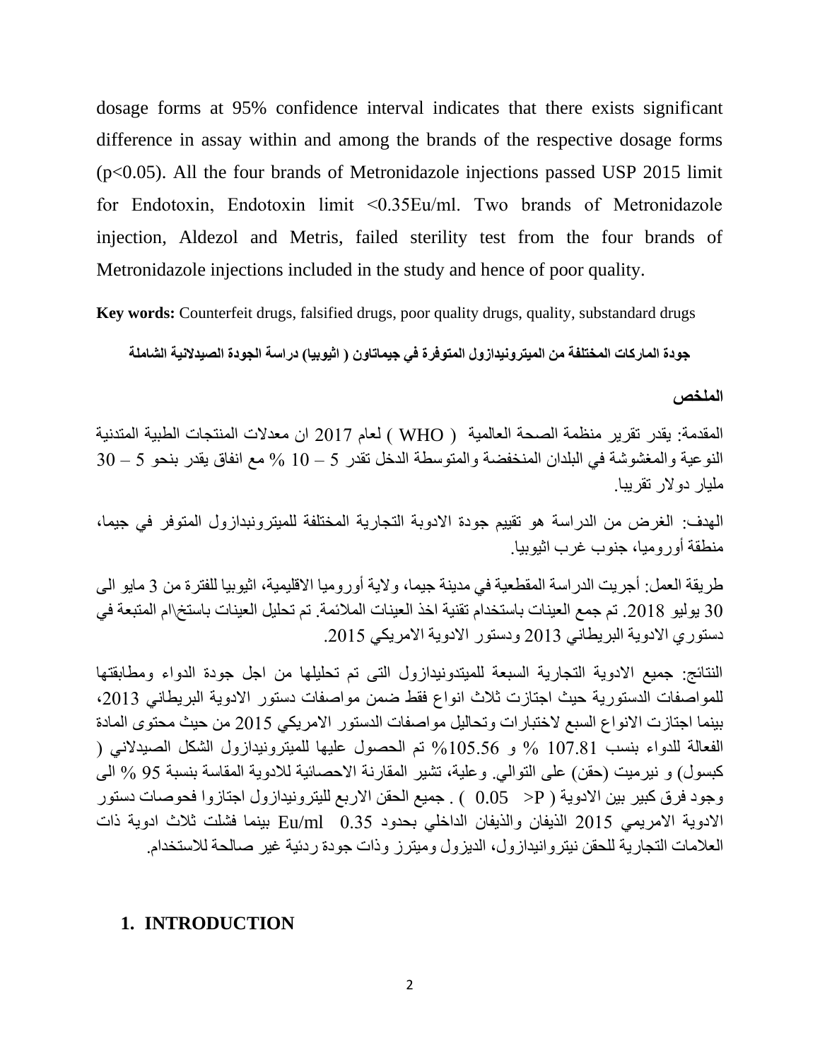dosage forms at 95% confidence interval indicates that there exists significant difference in assay within and among the brands of the respective dosage forms ($p<0.05$). All the four brands of Metronidazole injections passed USP 2015 limit for Endotoxin, Endotoxin limit <0.35Eu/ml. Two brands of Metronidazole injection, Aldezol and Metris, failed sterility test from the four brands of Metronidazole injections included in the study and hence of poor quality.

**Key words:** Counterfeit drugs, falsified drugs, poor quality drugs, quality, substandard drugs

**جودة الماركات المختلفة من الميترونيدازول المتوفرة في جيماتاون ( اثيوبيا) دراسة الجودة الصيدلانية الشاملة**

**الملخص**

المقدمة: يقدر تقرير منظمة الصحة العالمية ( WHO ) لعام 2017 ان معدلات المنتجات الطبية المتدنية النوعية والمغشوشة في البلدان المنخفضة والمتوسطة الدخل تقدر 5 – 10 % مع انفاق يقدر بنحو 5 – 30 مليار دولار تقريبا.

الهدف: الغرض من الدراسة هو تقييم جودة الادوية التجارية المختلفة للميترونبدازول المتوفر في جيما، منطقة أوروميا، جنوب غرب اثيوبيا.

طريقة العمل: أجريت الدراسة المقطعية في مدينة جيما، ولاية أوروميا الاقليمية، اثيوبيا للفترة من 3 مايو الى 30 يوليو 2018. تم جمع العينات باستخدام تقنية اخذ العينات الملائمة. تم تحليل العينات باستخ\ام المتبعة في دستوري الادوية البريطاني 2013 ودستور الادوية الامريكي 2015.

النتائج: جميع الادوية التجارية السبعة للميتدونيدازول التى تم تحليلها من اجل جودة الدواء ومطابقتها للمواصفات الدستورية حيث اجتازت ثلاث انواع فقط ضمن مواصفات دستور الادوية البريطاني 2013، بينما اجتازت الانواع السبع لاختبارات وتحاليل مواصفات الدستور الامريكي 2015 من حيث محتوى المادة الفعالة للدواء بنسب 107.81 % و 105.56% تم الحصول عليها للميترونيدازول الشكل الصيدلاني ( كبسول) و نيرميت (حقن) على التوالي. وعلية، تشير المقارنة الاحصائية للادوية المقاسة بنسبة 95 % الى وجود فرق كبير بين الادوية ( P> 0.05 ) . جميع الحقن الاربع للبترونيدازول اجتازوا فحوصات دستور الادوية الامريمي 2015 الذيفان والذيفان الداخلي بحدود 0.35 Eu/ml بينما فشلت ثلاث ادوية ذات العلامات التجارية للحقن نيتروانيدازول، الديزول وميترز وذات جودة ردئية غير صالحة للاستخدام.

## 1. INTRODUCTION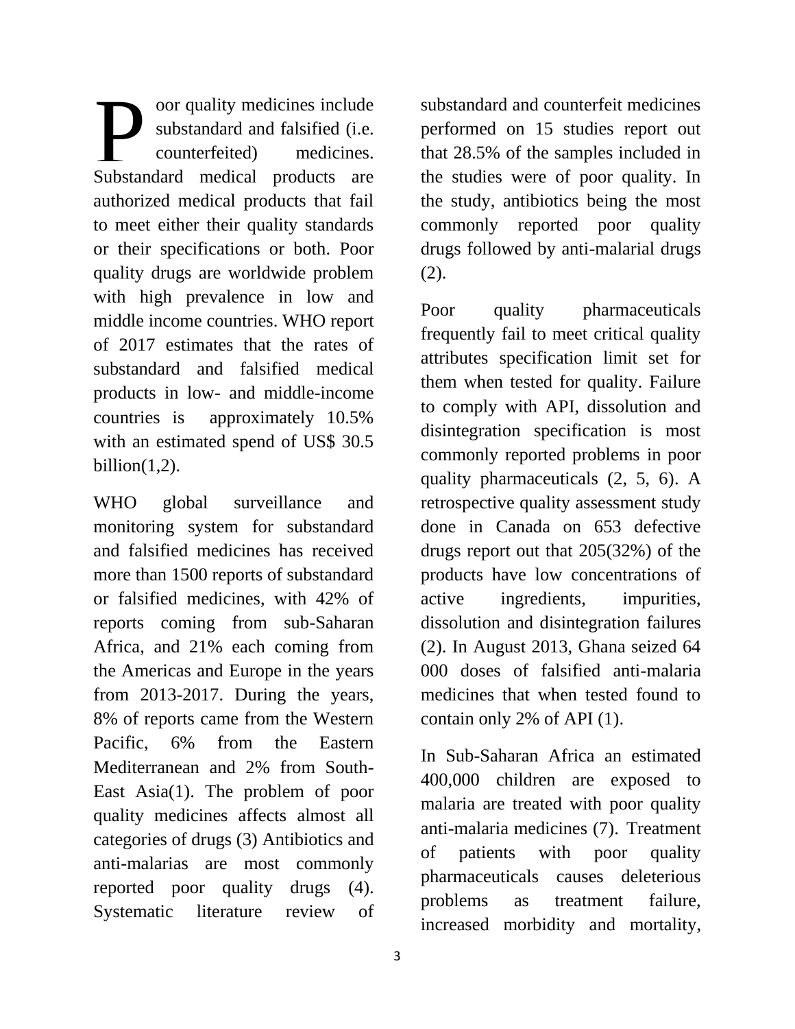Poor quality medicines include substandard and falsified (i.e. counterfeited) medicines. Substandard medical products are authorized medical products that fail to meet either their quality standards or their specifications or both. Poor quality drugs are worldwide problem with high prevalence in low and middle income countries. WHO report of 2017 estimates that the rates of substandard and falsified medical products in low- and middle-income countries is approximately 10.5% with an estimated spend of US$ 30.5 billion(1,2).

WHO global surveillance and monitoring system for substandard and falsified medicines has received more than 1500 reports of substandard or falsified medicines, with 42% of reports coming from sub-Saharan Africa, and 21% each coming from the Americas and Europe in the years from 2013-2017. During the years, 8% of reports came from the Western Pacific, 6% from the Eastern Mediterranean and 2% from South-East Asia(1). The problem of poor quality medicines affects almost all categories of drugs (3) Antibiotics and anti-malarias are most commonly reported poor quality drugs (4). Systematic literature review of substandard and counterfeit medicines performed on 15 studies report out that 28.5% of the samples included in the studies were of poor quality. In the study, antibiotics being the most commonly reported poor quality drugs followed by anti-malarial drugs (2).

Poor quality pharmaceuticals frequently fail to meet critical quality attributes specification limit set for them when tested for quality. Failure to comply with API, dissolution and disintegration specification is most commonly reported problems in poor quality pharmaceuticals (2, 5, 6). A retrospective quality assessment study done in Canada on 653 defective drugs report out that 205(32%) of the products have low concentrations of active ingredients, impurities, dissolution and disintegration failures (2). In August 2013, Ghana seized 64 000 doses of falsified anti-malaria medicines that when tested found to contain only 2% of API (1).

In Sub-Saharan Africa an estimated 400,000 children are exposed to malaria are treated with poor quality anti-malaria medicines (7). Treatment of patients with poor quality pharmaceuticals causes deleterious problems as treatment failure, increased morbidity and mortality,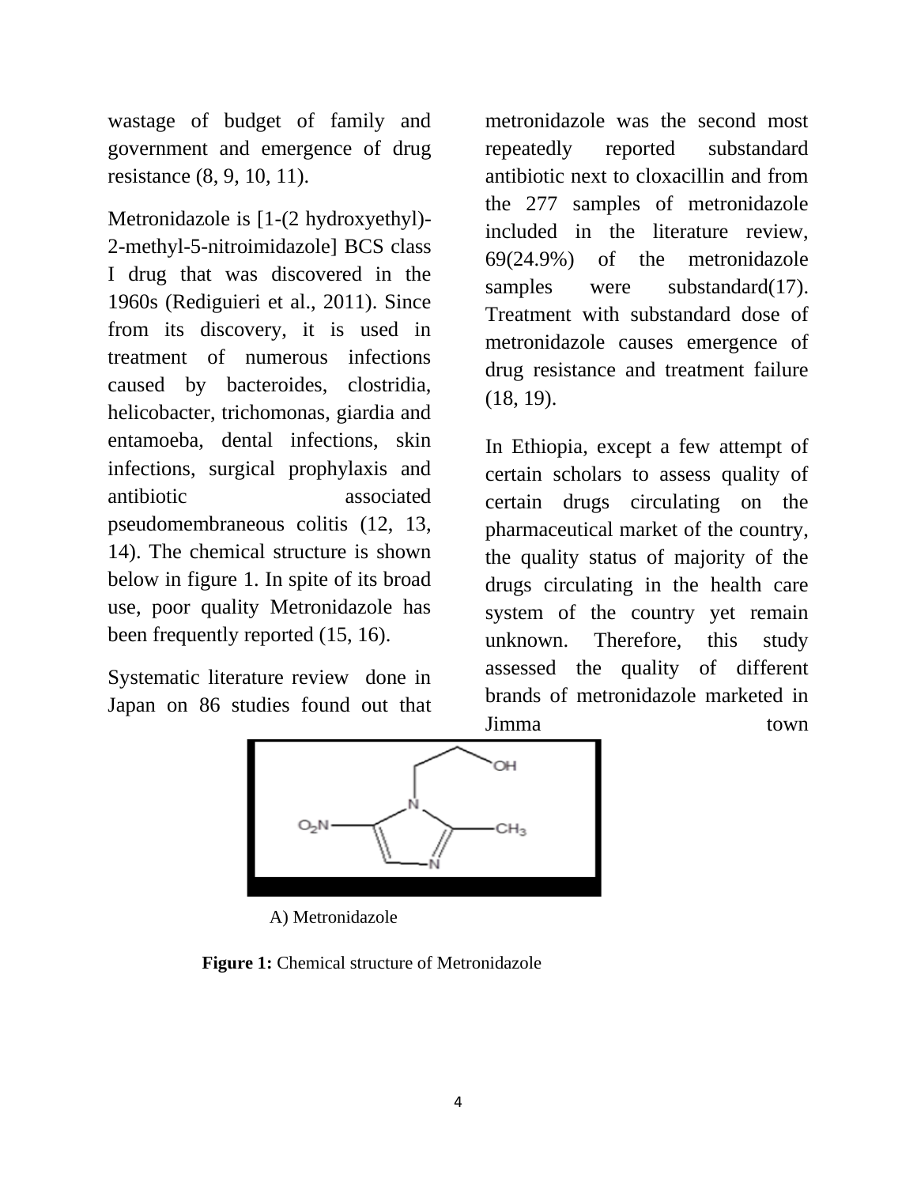wastage of budget of family and government and emergence of drug resistance (8, 9, 10, 11).

Metronidazole is [1-(2 hydroxyethyl)-2-methyl-5-nitroimidazole] BCS class I drug that was discovered in the 1960s (Rediguieri et al., 2011). Since from its discovery, it is used in treatment of numerous infections caused by bacteroides, clostridia, helicobacter, trichomonas, giardia and entamoeba, dental infections, skin infections, surgical prophylaxis and antibiotic associated pseudomembraneous colitis (12, 13, 14). The chemical structure is shown below in figure 1. In spite of its broad use, poor quality Metronidazole has been frequently reported (15, 16).

Systematic literature review done in Japan on 86 studies found out that metronidazole was the second most repeatedly reported substandard antibiotic next to cloxacillin and from the 277 samples of metronidazole included in the literature review, 69(24.9%) of the metronidazole samples were substandard(17). Treatment with substandard dose of metronidazole causes emergence of drug resistance and treatment failure (18, 19).

In Ethiopia, except a few attempt of certain scholars to assess quality of certain drugs circulating on the pharmaceutical market of the country, the quality status of majority of the drugs circulating in the health care system of the country yet remain unknown. Therefore, this study assessed the quality of different brands of metronidazole marketed in Jimma town

A) Metronidazole

**Figure 1:** Chemical structure of Metronidazole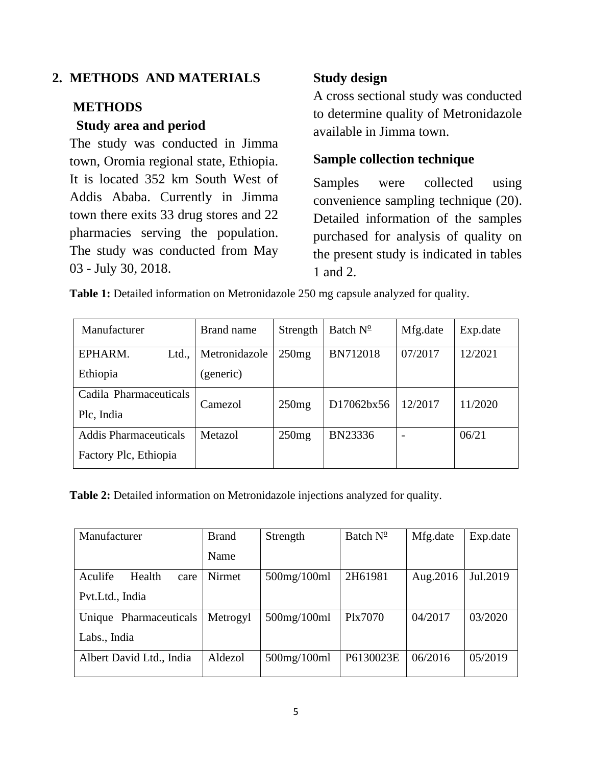## 2. METHODS AND MATERIALS

### METHODS

#### Study area and period

The study was conducted in Jimma town, Oromia regional state, Ethiopia. It is located 352 km South West of Addis Ababa. Currently in Jimma town there exits 33 drug stores and 22 pharmacies serving the population. The study was conducted from May 03 - July 30, 2018.

#### Study design

A cross sectional study was conducted to determine quality of Metronidazole available in Jimma town.

#### Sample collection technique

Samples were collected using convenience sampling technique (20). Detailed information of the samples purchased for analysis of quality on the present study is indicated in tables 1 and 2.

**Table 1:** Detailed information on Metronidazole 250 mg capsule analyzed for quality.

| Manufacturer | Brand name | Strength | Batch № | Mfg.date | Exp.date |
|---|---|---|---|---|---|
| EPHARM. Ltd., Ethiopia | Metronidazole (generic) | 250mg | BN712018 | 07/2017 | 12/2021 |
| Cadila Pharmaceuticals Plc, India | Camezol | 250mg | D17062bx56 | 12/2017 | 11/2020 |
| Addis Pharmaceuticals Factory Plc, Ethiopia | Metazol | 250mg | BN23336 | - | 06/21 |

**Table 2:** Detailed information on Metronidazole injections analyzed for quality.

| Manufacturer | Brand Name | Strength | Batch № | Mfg.date | Exp.date |
|---|---|---|---|---|---|
| Aculife Health care Pvt.Ltd., India | Nirmet | 500mg/100ml | 2H61981 | Aug.2016 | Jul.2019 |
| Unique Pharmaceuticals Labs., India | Metrogyl | 500mg/100ml | Plx7070 | 04/2017 | 03/2020 |
| Albert David Ltd., India | Aldezol | 500mg/100ml | P6130023E | 06/2016 | 05/2019 |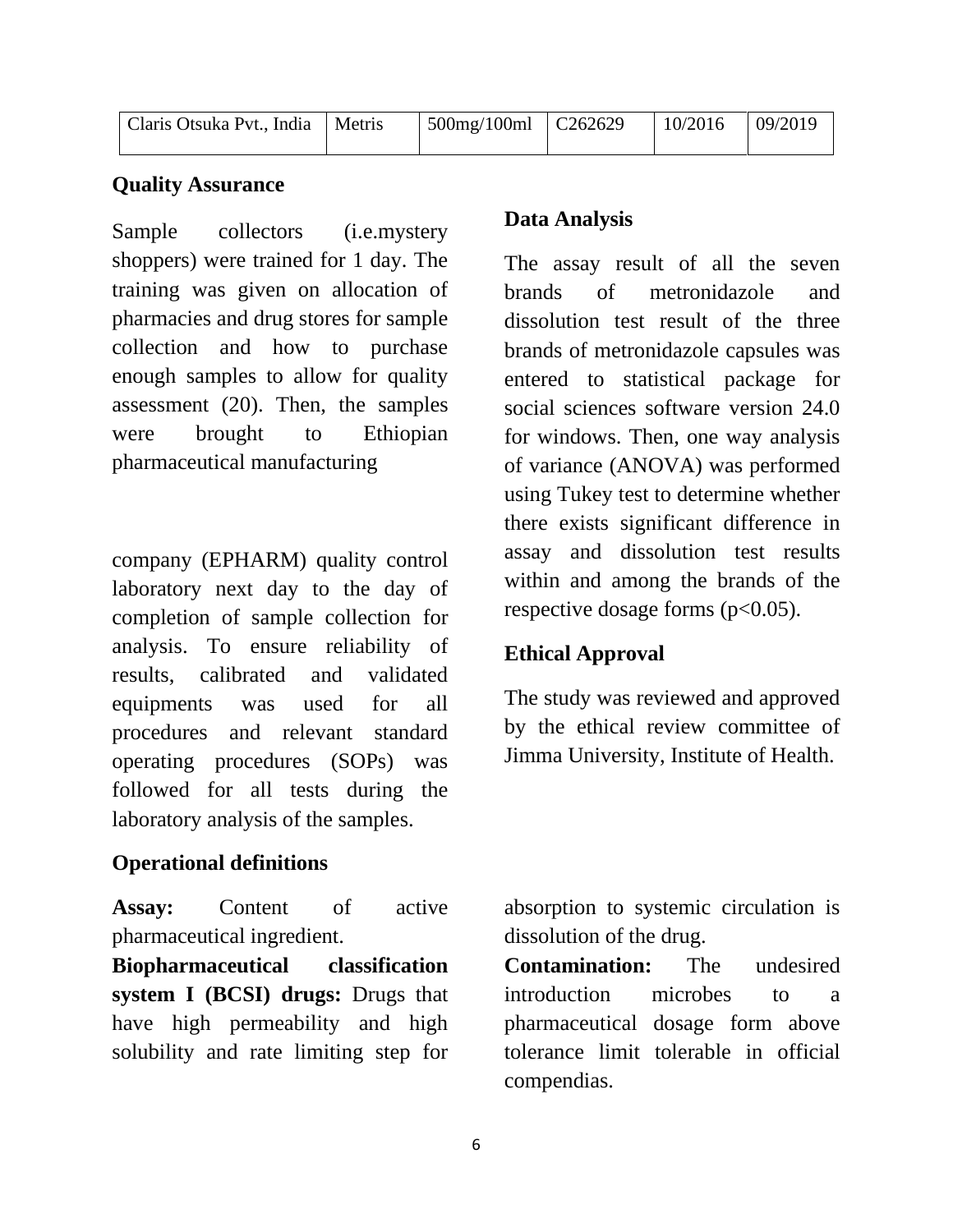| Claris Otsuka Pvt., India | Metris | 500mg/100ml | C262629 | 10/2016 | 09/2019 |
|---|---|---|---|---|---|

### Quality Assurance

Sample collectors (i.e.mystery shoppers) were trained for 1 day. The training was given on allocation of pharmacies and drug stores for sample collection and how to purchase enough samples to allow for quality assessment (20). Then, the samples were brought to Ethiopian pharmaceutical manufacturing company (EPHARM) quality control laboratory next day to the day of completion of sample collection for analysis. To ensure reliability of results, calibrated and validated equipments was used for all procedures and relevant standard operating procedures (SOPs) was followed for all tests during the laboratory analysis of the samples.

### Data Analysis

The assay result of all the seven brands of metronidazole and dissolution test result of the three brands of metronidazole capsules was entered to statistical package for social sciences software version 24.0 for windows. Then, one way analysis of variance (ANOVA) was performed using Tukey test to determine whether there exists significant difference in assay and dissolution test results within and among the brands of the respective dosage forms ($p<0.05$).

### Ethical Approval

The study was reviewed and approved by the ethical review committee of Jimma University, Institute of Health.

### Operational definitions

**Assay:** Content of active pharmaceutical ingredient.

**Biopharmaceutical classification system I (BCSI) drugs:** Drugs that have high permeability and high solubility and rate limiting step for absorption to systemic circulation is dissolution of the drug.

**Contamination:** The undesired introduction microbes to a pharmaceutical dosage form above tolerance limit tolerable in official compendias.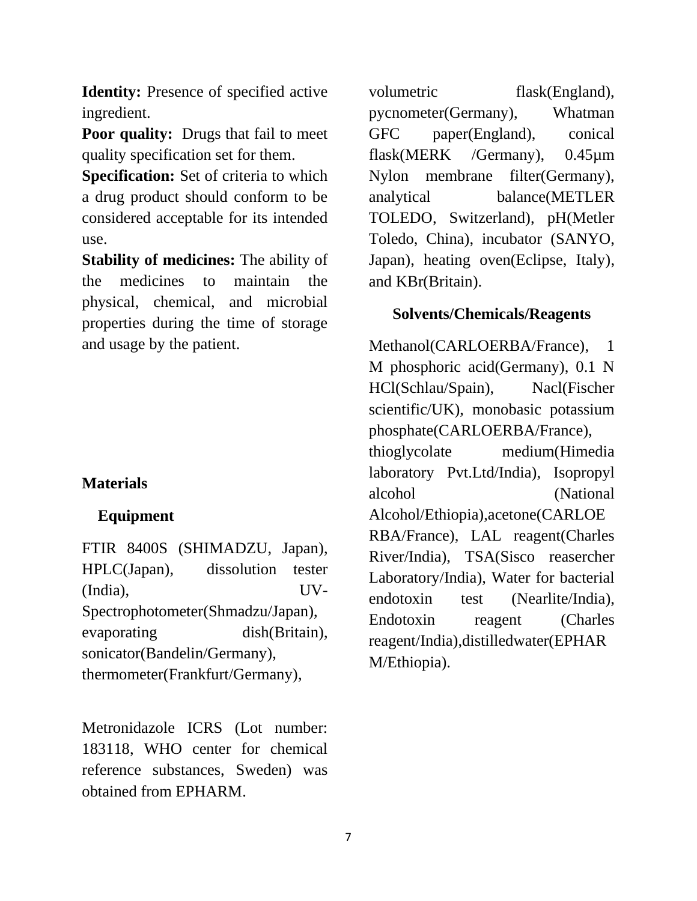**Identity:** Presence of specified active ingredient.

**Poor quality:** Drugs that fail to meet quality specification set for them.

**Specification:** Set of criteria to which a drug product should conform to be considered acceptable for its intended use.

**Stability of medicines:** The ability of the medicines to maintain the physical, chemical, and microbial properties during the time of storage and usage by the patient.

## Materials

### Equipment

FTIR 8400S (SHIMADZU, Japan), HPLC(Japan), dissolution tester (India), UV-Spectrophotometer(Shmadzu/Japan), evaporating dish(Britain), sonicator(Bandelin/Germany), thermometer(Frankfurt/Germany), volumetric flask(England), pycnometer(Germany), Whatman GFC paper(England), conical flask(MERK /Germany), 0.45µm Nylon membrane filter(Germany), analytical balance(METLER TOLEDO, Switzerland), pH(Metler Toledo, China), incubator (SANYO, Japan), heating oven(Eclipse, Italy), and KBr(Britain).

Metronidazole ICRS (Lot number: 183118, WHO center for chemical reference substances, Sweden) was obtained from EPHARM.

### Solvents/Chemicals/Reagents

Methanol(CARLOERBA/France), 1 M phosphoric acid(Germany), 0.1 N HCl(Schlau/Spain), Nacl(Fischer scientific/UK), monobasic potassium phosphate(CARLOERBA/France), thioglycolate medium(Himedia laboratory Pvt.Ltd/India), Isopropyl alcohol (National Alcohol/Ethiopia),acetone(CARLOERBA/France), LAL reagent(Charles River/India), TSA(Sisco reasercher Laboratory/India), Water for bacterial endotoxin test (Nearlite/India), Endotoxin reagent (Charles reagent/India),distilledwater(EPHARM/Ethiopia).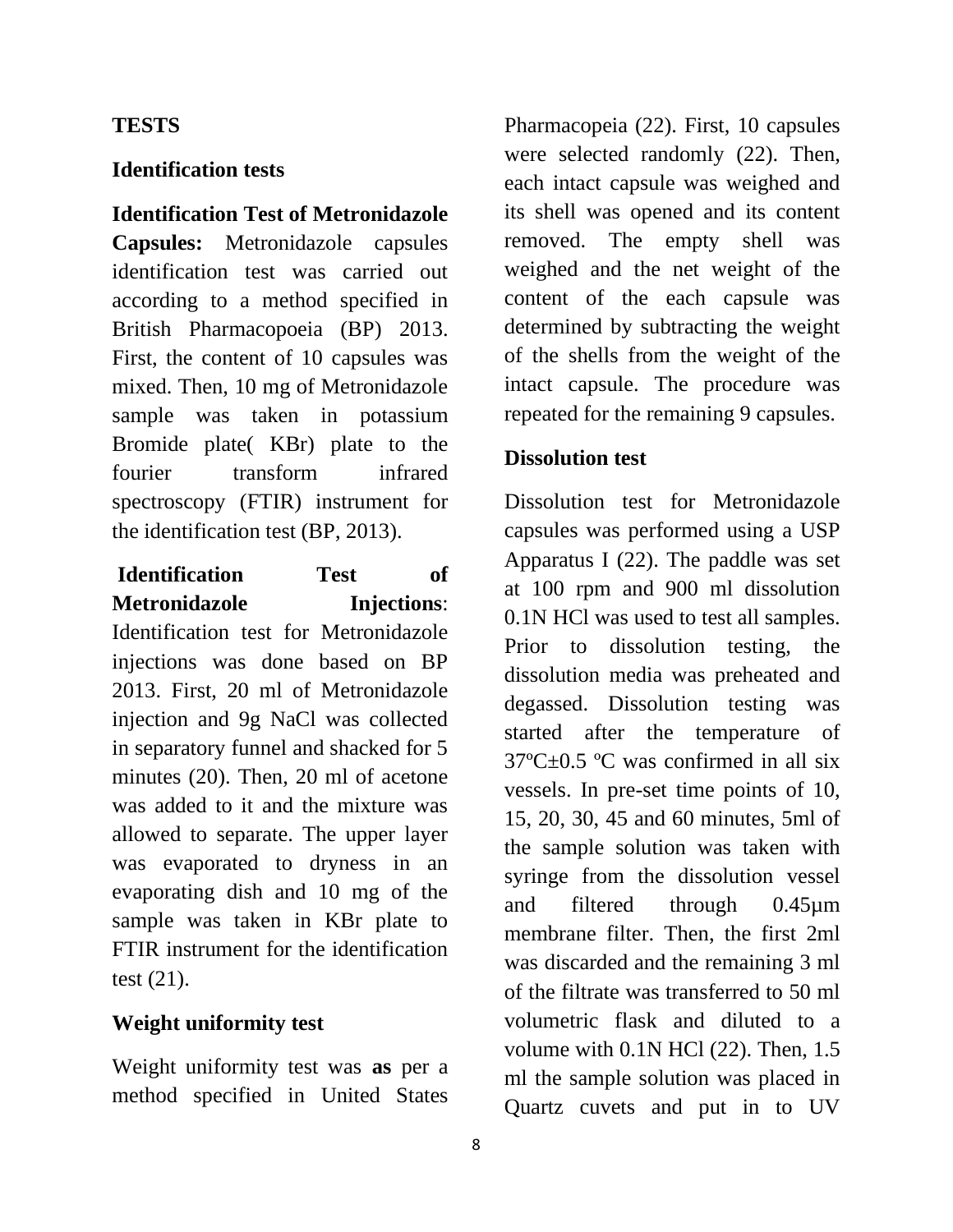## TESTS

### Identification tests

**Identification Test of Metronidazole Capsules:** Metronidazole capsules identification test was carried out according to a method specified in British Pharmacopoeia (BP) 2013. First, the content of 10 capsules was mixed. Then, 10 mg of Metronidazole sample was taken in potassium Bromide plate( KBr) plate to the fourier transform infrared spectroscopy (FTIR) instrument for the identification test (BP, 2013).

**Identification Test of Metronidazole Injections**: Identification test for Metronidazole injections was done based on BP 2013. First, 20 ml of Metronidazole injection and 9g NaCl was collected in separatory funnel and shacked for 5 minutes (20). Then, 20 ml of acetone was added to it and the mixture was allowed to separate. The upper layer was evaporated to dryness in an evaporating dish and 10 mg of the sample was taken in KBr plate to FTIR instrument for the identification test (21).

### Weight uniformity test

Weight uniformity test was **as** per a method specified in United States Pharmacopeia (22). First, 10 capsules were selected randomly (22). Then, each intact capsule was weighed and its shell was opened and its content removed. The empty shell was weighed and the net weight of the content of the each capsule was determined by subtracting the weight of the shells from the weight of the intact capsule. The procedure was repeated for the remaining 9 capsules.

### Dissolution test

Dissolution test for Metronidazole capsules was performed using a USP Apparatus I (22). The paddle was set at 100 rpm and 900 ml dissolution 0.1N HCl was used to test all samples. Prior to dissolution testing, the dissolution media was preheated and degassed. Dissolution testing was started after the temperature of 37ºC±0.5 ºC was confirmed in all six vessels. In pre-set time points of 10, 15, 20, 30, 45 and 60 minutes, 5ml of the sample solution was taken with syringe from the dissolution vessel and filtered through 0.45µm membrane filter. Then, the first 2ml was discarded and the remaining 3 ml of the filtrate was transferred to 50 ml volumetric flask and diluted to a volume with 0.1N HCl (22). Then, 1.5 ml the sample solution was placed in Quartz cuvets and put in to UV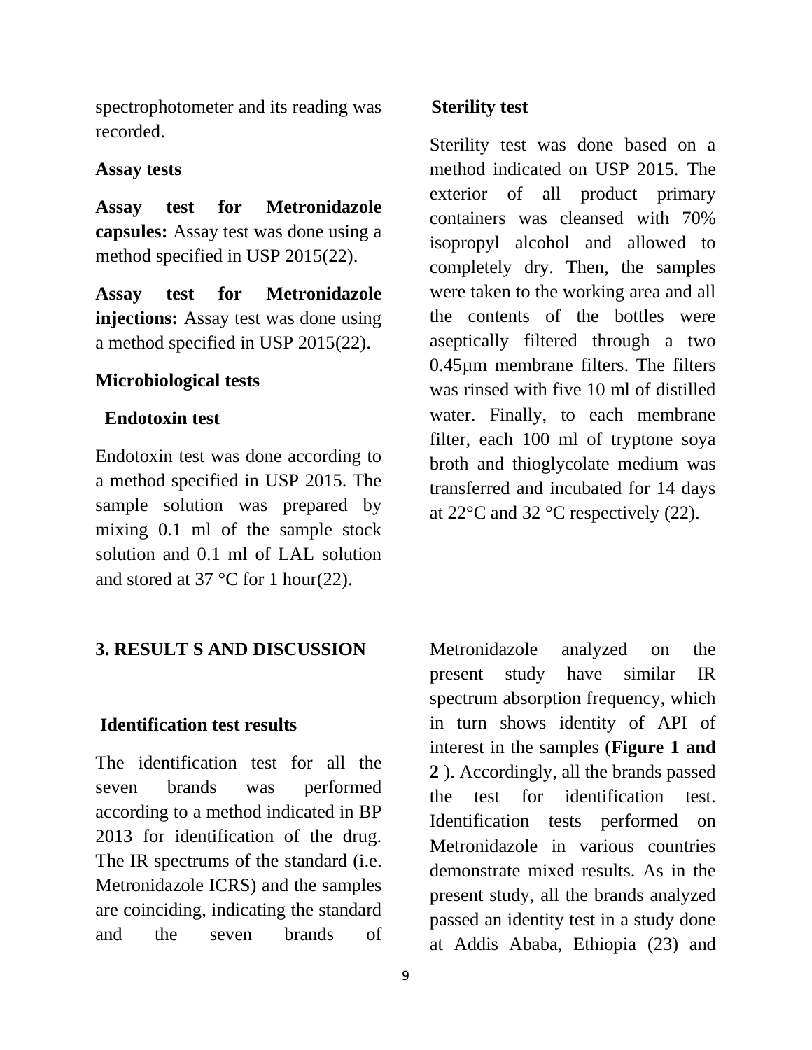spectrophotometer and its reading was recorded.

### Assay tests

**Assay test for Metronidazole capsules:** Assay test was done using a method specified in USP 2015(22).

**Assay test for Metronidazole injections:** Assay test was done using a method specified in USP 2015(22).

### Microbiological tests

#### Endotoxin test

Endotoxin test was done according to a method specified in USP 2015. The sample solution was prepared by mixing 0.1 ml of the sample stock solution and 0.1 ml of LAL solution and stored at 37 °C for 1 hour(22).

#### Sterility test

Sterility test was done based on a method indicated on USP 2015. The exterior of all product primary containers was cleansed with 70% isopropyl alcohol and allowed to completely dry. Then, the samples were taken to the working area and all the contents of the bottles were aseptically filtered through a two 0.45µm membrane filters. The filters was rinsed with five 10 ml of distilled water. Finally, to each membrane filter, each 100 ml of tryptone soya broth and thioglycolate medium was transferred and incubated for 14 days at 22°C and 32 °C respectively (22).

## 3. RESULT S AND DISCUSSION

### Identification test results

The identification test for all the seven brands was performed according to a method indicated in BP 2013 for identification of the drug. The IR spectrums of the standard (i.e. Metronidazole ICRS) and the samples are coinciding, indicating the standard and the seven brands of Metronidazole analyzed on the present study have similar IR spectrum absorption frequency, which in turn shows identity of API of interest in the samples (**Figure 1 and 2** ). Accordingly, all the brands passed the test for identification test. Identification tests performed on Metronidazole in various countries demonstrate mixed results. As in the present study, all the brands analyzed passed an identity test in a study done at Addis Ababa, Ethiopia (23) and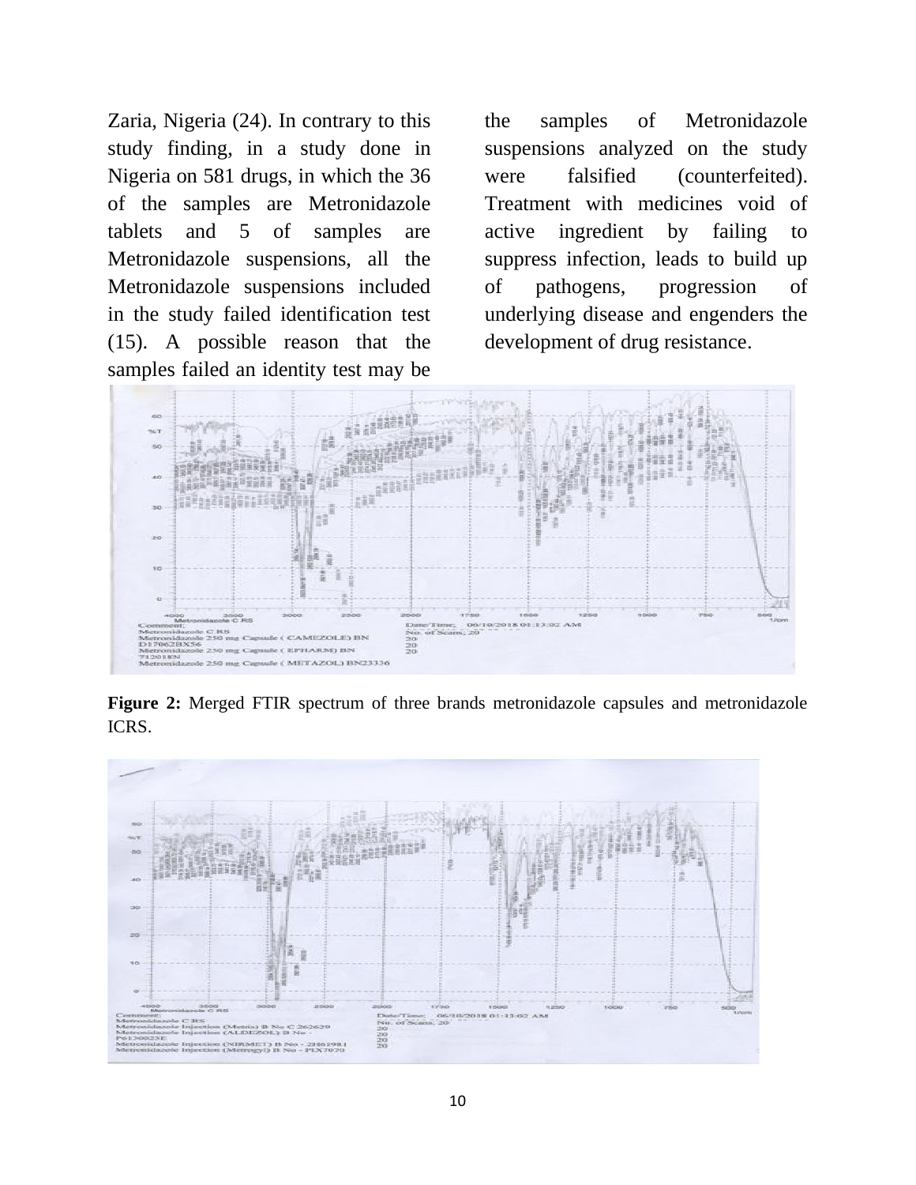Zaria, Nigeria (24). In contrary to this study finding, in a study done in Nigeria on 581 drugs, in which the 36 of the samples are Metronidazole tablets and 5 of samples are Metronidazole suspensions, all the Metronidazole suspensions included in the study failed identification test (15). A possible reason that the samples failed an identity test may be the samples of Metronidazole suspensions analyzed on the study were falsified (counterfeited). Treatment with medicines void of active ingredient by failing to suppress infection, leads to build up of pathogens, progression of underlying disease and engenders the development of drug resistance.

**Figure 2:** Merged FTIR spectrum of three brands metronidazole capsules and metronidazole ICRS.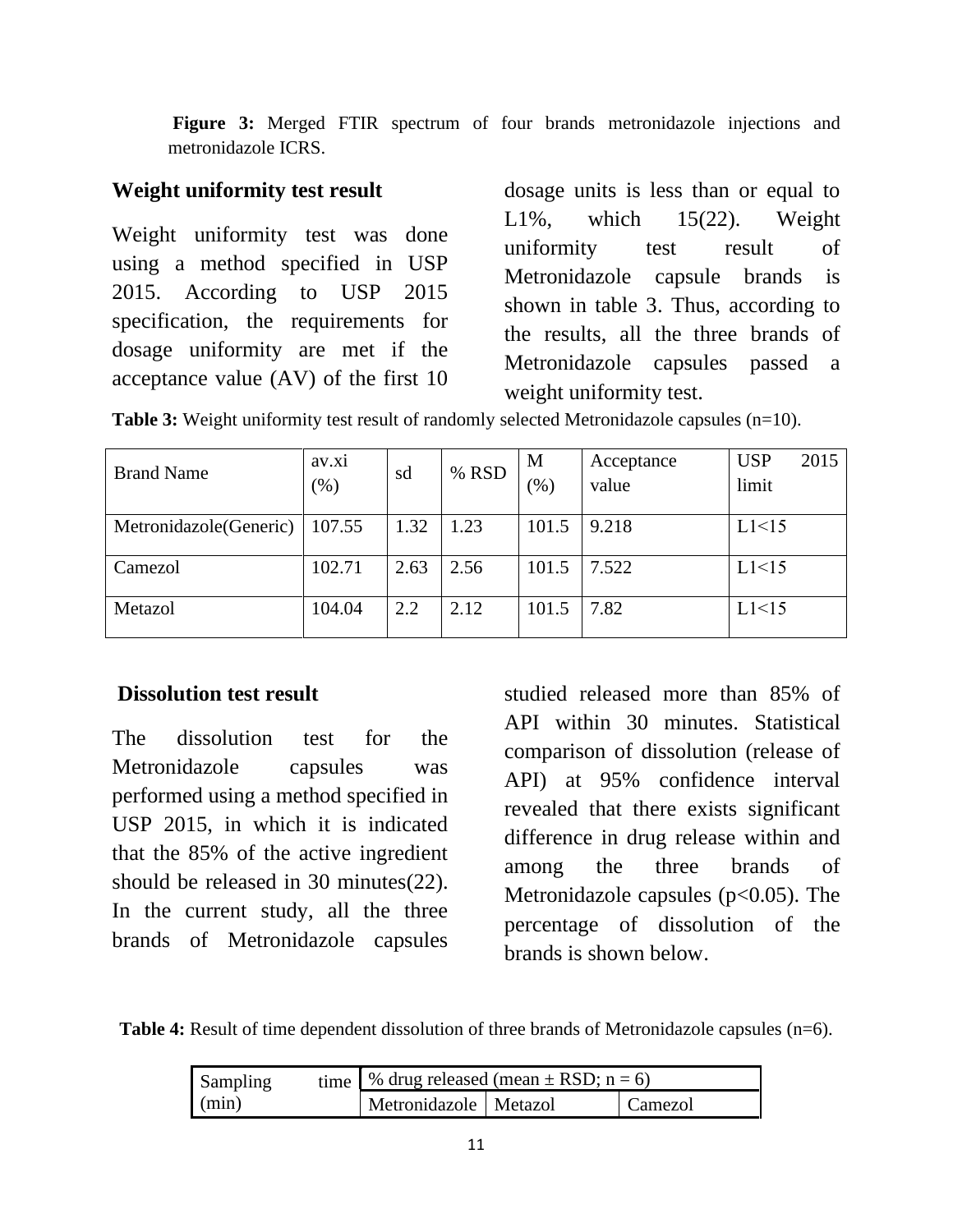**Figure 3:** Merged FTIR spectrum of four brands metronidazole injections and metronidazole ICRS.

## Weight uniformity test result

Weight uniformity test was done using a method specified in USP 2015. According to USP 2015 specification, the requirements for dosage uniformity are met if the acceptance value (AV) of the first 10 dosage units is less than or equal to L1%, which 15(22). Weight uniformity test result of Metronidazole capsule brands is shown in table 3. Thus, according to the results, all the three brands of Metronidazole capsules passed a weight uniformity test.

**Table 3:** Weight uniformity test result of randomly selected Metronidazole capsules (n=10).

| Brand Name | av.xi (%) | sd | % RSD | M (%) | Acceptance value | USP 2015 limit |
|---|---|---|---|---|---|---|
| Metronidazole(Generic) | 107.55 | 1.32 | 1.23 | 101.5 | 9.218 | L1<15 |
| Camezol | 102.71 | 2.63 | 2.56 | 101.5 | 7.522 | L1<15 |
| Metazol | 104.04 | 2.2 | 2.12 | 101.5 | 7.82 | L1<15 |

## Dissolution test result

The dissolution test for the Metronidazole capsules was performed using a method specified in USP 2015, in which it is indicated that the 85% of the active ingredient should be released in 30 minutes(22). In the current study, all the three brands of Metronidazole capsules studied released more than 85% of API within 30 minutes. Statistical comparison of dissolution (release of API) at 95% confidence interval revealed that there exists significant difference in drug release within and among the three brands of Metronidazole capsules ($p<0.05$). The percentage of dissolution of the brands is shown below.

**Table 4:** Result of time dependent dissolution of three brands of Metronidazole capsules (n=6).

| Sampling time (min) | % drug released (mean ± RSD; n = 6) | | |
|---|---|---|---|
| | Metronidazole | Metazol | Camezol |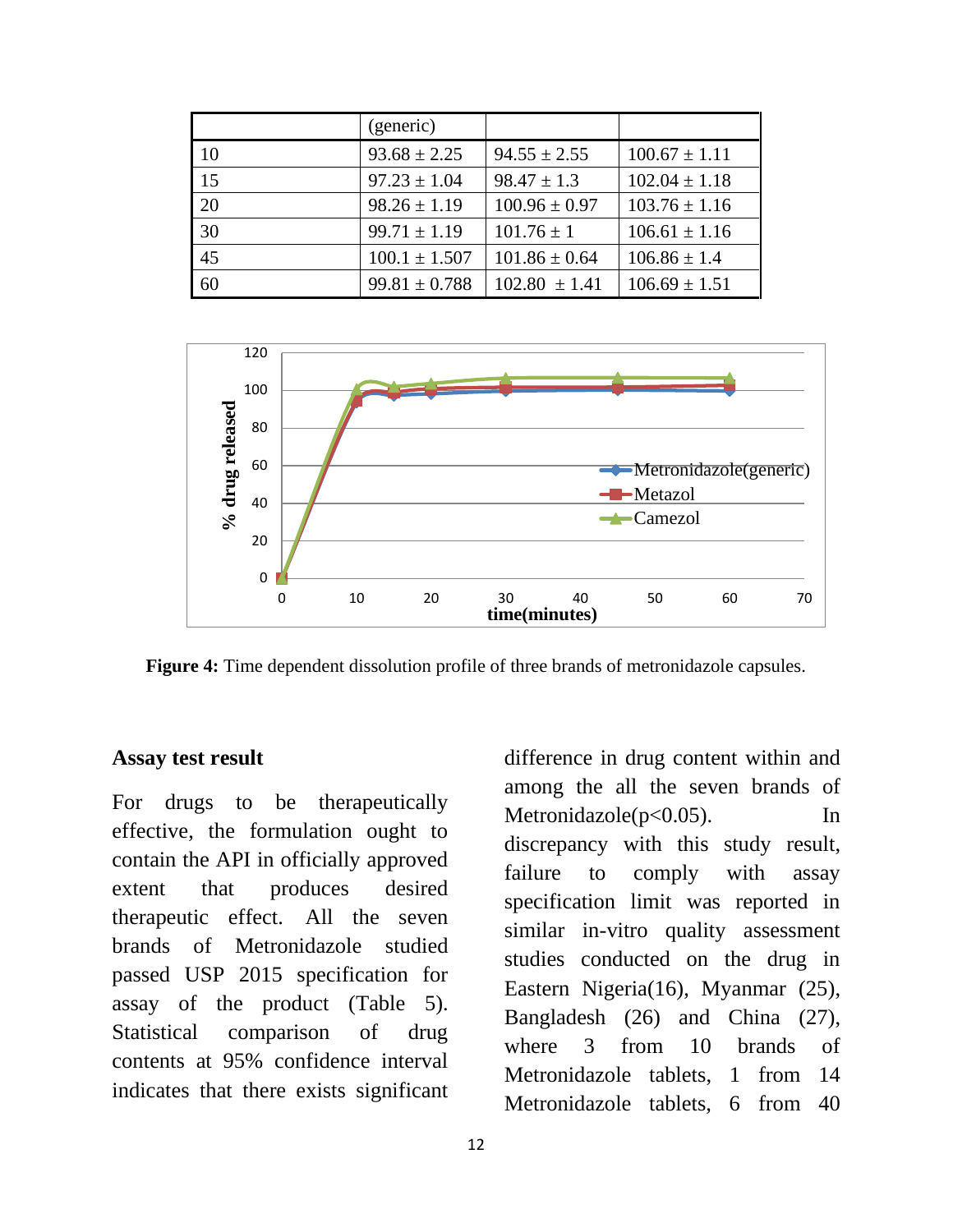| | (generic) | | |
|---|---|---|---|
| 10 | 93.68 ± 2.25 | 94.55 ± 2.55 | 100.67 ± 1.11 |
| 15 | 97.23 ± 1.04 | 98.47 ± 1.3 | 102.04 ± 1.18 |
| 20 | 98.26 ± 1.19 | 100.96 ± 0.97 | 103.76 ± 1.16 |
| 30 | 99.71 ± 1.19 | 101.76 ± 1 | 106.61 ± 1.16 |
| 45 | 100.1 ± 1.507 | 101.86 ± 0.64 | 106.86 ± 1.4 |
| 60 | 99.81 ± 0.788 | 102.80 ± 1.41 | 106.69 ± 1.51 |

**Figure 4:** Time dependent dissolution profile of three brands of metronidazole capsules.

### Assay test result

For drugs to be therapeutically effective, the formulation ought to contain the API in officially approved extent that produces desired therapeutic effect. All the seven brands of Metronidazole studied passed USP 2015 specification for assay of the product (Table 5). Statistical comparison of drug contents at 95% confidence interval indicates that there exists significant difference in drug content within and among the all the seven brands of Metronidazole($p<0.05$). In discrepancy with this study result, failure to comply with assay specification limit was reported in similar in-vitro quality assessment studies conducted on the drug in Eastern Nigeria(16), Myanmar (25), Bangladesh (26) and China (27), where 3 from 10 brands of Metronidazole tablets, 1 from 14 Metronidazole tablets, 6 from 40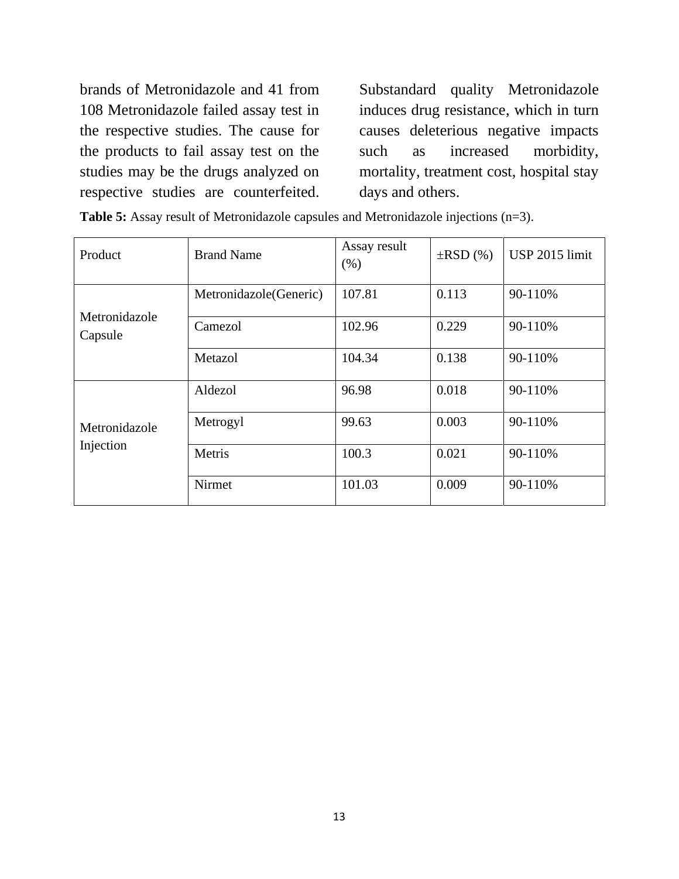brands of Metronidazole and 41 from 108 Metronidazole failed assay test in the respective studies. The cause for the products to fail assay test on the studies may be the drugs analyzed on respective studies are counterfeited. Substandard quality Metronidazole induces drug resistance, which in turn causes deleterious negative impacts such as increased morbidity, mortality, treatment cost, hospital stay days and others.

**Table 5:** Assay result of Metronidazole capsules and Metronidazole injections (n=3).

| Product | Brand Name | Assay result (%) | ±RSD (%) | USP 2015 limit |
|---|---|---|---|---|
| Metronidazole Capsule | Metronidazole(Generic) | 107.81 | 0.113 | 90-110% |
| | Camezol | 102.96 | 0.229 | 90-110% |
| | Metazol | 104.34 | 0.138 | 90-110% |
| Metronidazole Injection | Aldezol | 96.98 | 0.018 | 90-110% |
| | Metrogyl | 99.63 | 0.003 | 90-110% |
| | Metris | 100.3 | 0.021 | 90-110% |
| | Nirmet | 101.03 | 0.009 | 90-110% |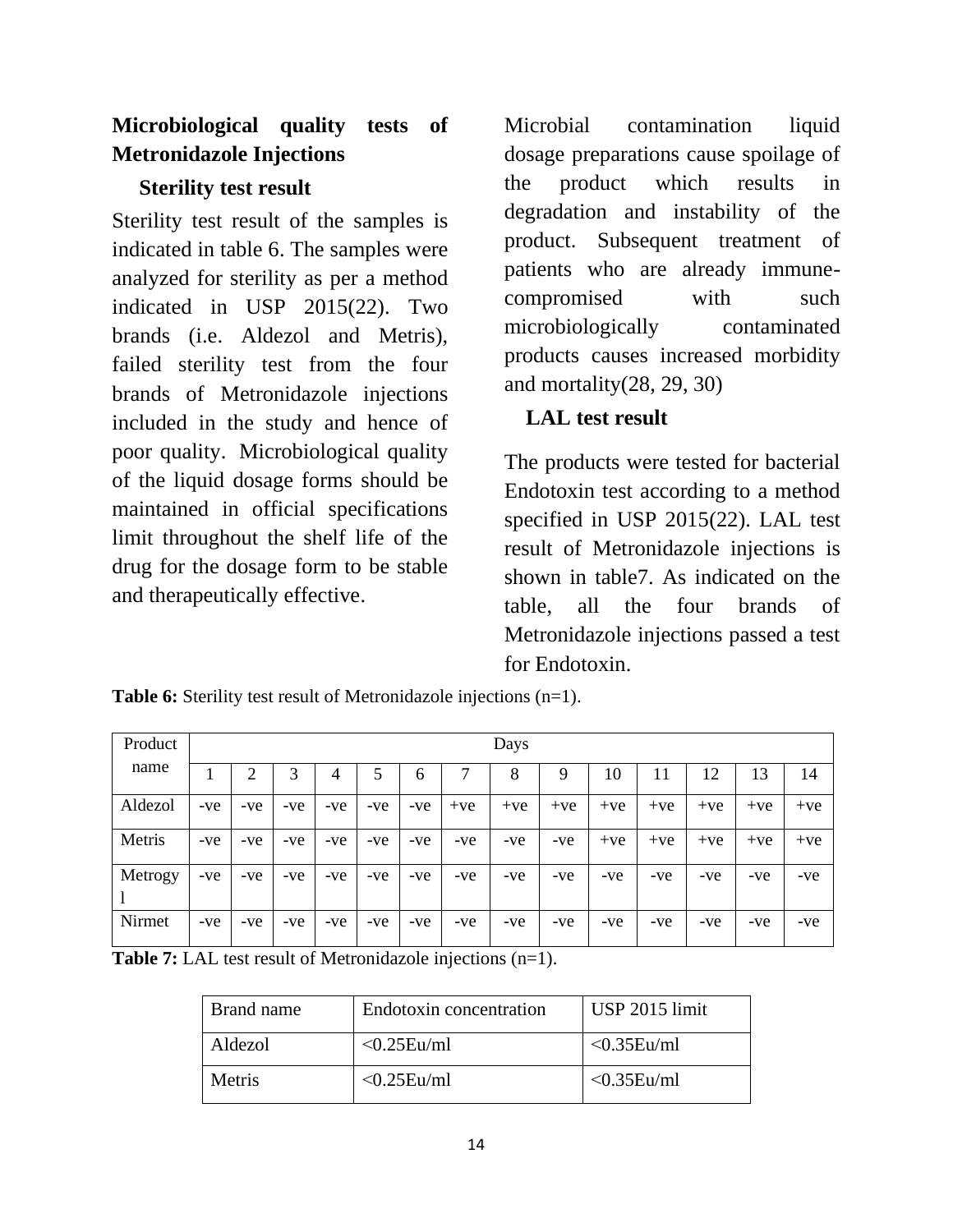## Microbiological quality tests of Metronidazole Injections

### Sterility test result

Sterility test result of the samples is indicated in table 6. The samples were analyzed for sterility as per a method indicated in USP 2015(22). Two brands (i.e. Aldezol and Metris), failed sterility test from the four brands of Metronidazole injections included in the study and hence of poor quality. Microbiological quality of the liquid dosage forms should be maintained in official specifications limit throughout the shelf life of the drug for the dosage form to be stable and therapeutically effective.

Microbial contamination liquid dosage preparations cause spoilage of the product which results in degradation and instability of the product. Subsequent treatment of patients who are already immune-compromised with such microbiologically contaminated products causes increased morbidity and mortality(28, 29, 30)

### LAL test result

The products were tested for bacterial Endotoxin test according to a method specified in USP 2015(22). LAL test result of Metronidazole injections is shown in table7. As indicated on the table, all the four brands of Metronidazole injections passed a test for Endotoxin.

**Table 6:** Sterility test result of Metronidazole injections (n=1).

| Product name | Days | | | | | | | | | | | | | |
|---|---|---|---|---|---|---|---|---|---|---|---|---|---|---|
| | 1 | 2 | 3 | 4 | 5 | 6 | 7 | 8 | 9 | 10 | 11 | 12 | 13 | 14 |
| Aldezol | -ve | -ve | -ve | -ve | -ve | -ve | +ve | +ve | +ve | +ve | +ve | +ve | +ve | +ve |
| Metris | -ve | -ve | -ve | -ve | -ve | -ve | -ve | -ve | -ve | +ve | +ve | +ve | +ve | +ve |
| Metrogyl | -ve | -ve | -ve | -ve | -ve | -ve | -ve | -ve | -ve | -ve | -ve | -ve | -ve | -ve |
| Nirmet | -ve | -ve | -ve | -ve | -ve | -ve | -ve | -ve | -ve | -ve | -ve | -ve | -ve | -ve |

**Table 7:** LAL test result of Metronidazole injections (n=1).

| Brand name | Endotoxin concentration | USP 2015 limit |
|---|---|---|
| Aldezol | <0.25Eu/ml | <0.35Eu/ml |
| Metris | <0.25Eu/ml | <0.35Eu/ml |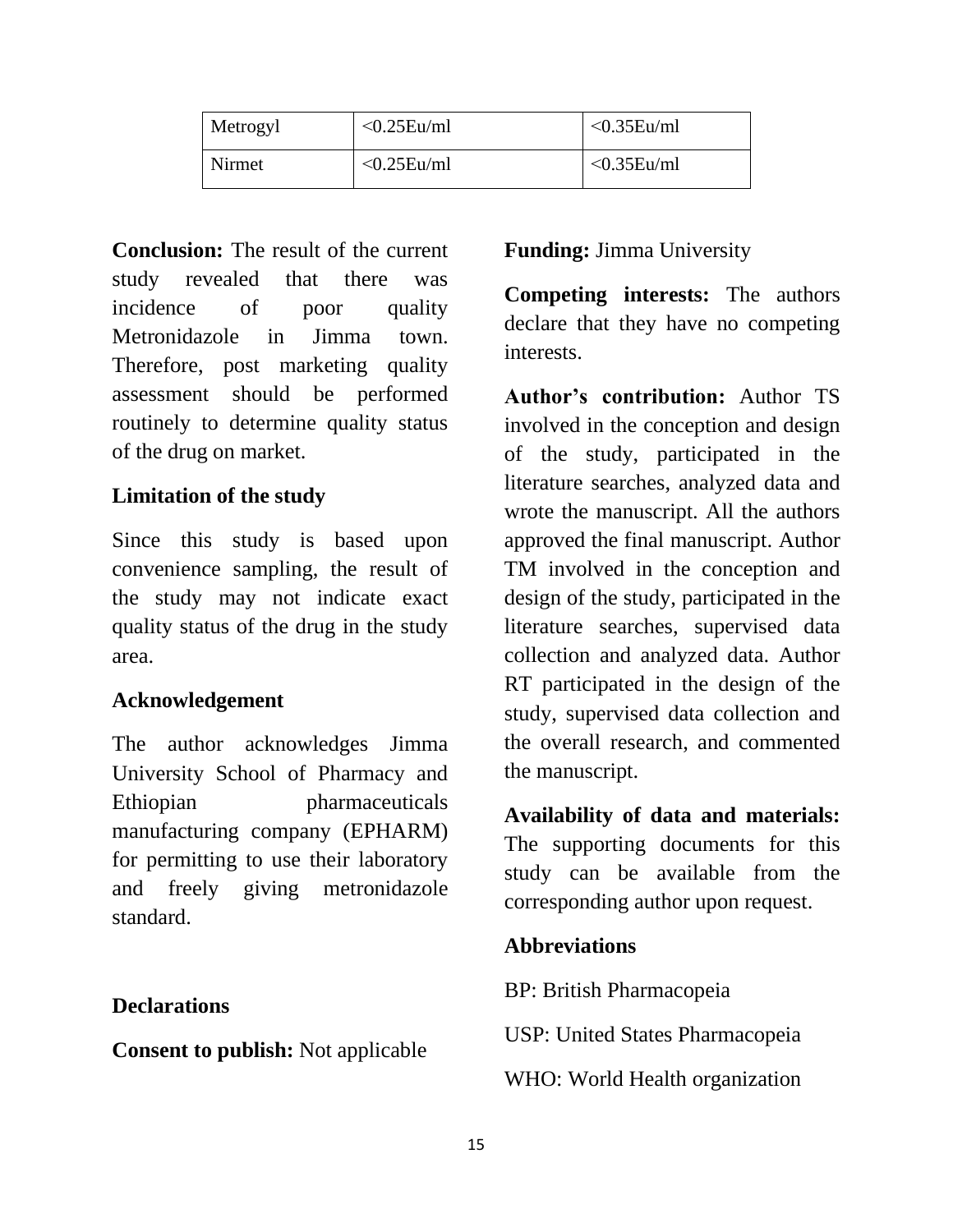| Metrogyl | <0.25Eu/ml | <0.35Eu/ml |
| --- | --- | --- |
| Nirmet | <0.25Eu/ml | <0.35Eu/ml |

**Conclusion:** The result of the current study revealed that there was incidence of poor quality Metronidazole in Jimma town. Therefore, post marketing quality assessment should be performed routinely to determine quality status of the drug on market.

### Limitation of the study

Since this study is based upon convenience sampling, the result of the study may not indicate exact quality status of the drug in the study area.

### Acknowledgement

The author acknowledges Jimma University School of Pharmacy and Ethiopian pharmaceuticals manufacturing company (EPHARM) for permitting to use their laboratory and freely giving metronidazole standard.

### Declarations

**Consent to publish:** Not applicable

**Funding:** Jimma University

**Competing interests:** The authors declare that they have no competing interests.

**Author's contribution:** Author TS involved in the conception and design of the study, participated in the literature searches, analyzed data and wrote the manuscript. All the authors approved the final manuscript. Author TM involved in the conception and design of the study, participated in the literature searches, supervised data collection and analyzed data. Author RT participated in the design of the study, supervised data collection and the overall research, and commented the manuscript.

**Availability of data and materials:** The supporting documents for this study can be available from the corresponding author upon request.

### Abbreviations

BP: British Pharmacopeia

USP: United States Pharmacopeia

WHO: World Health organization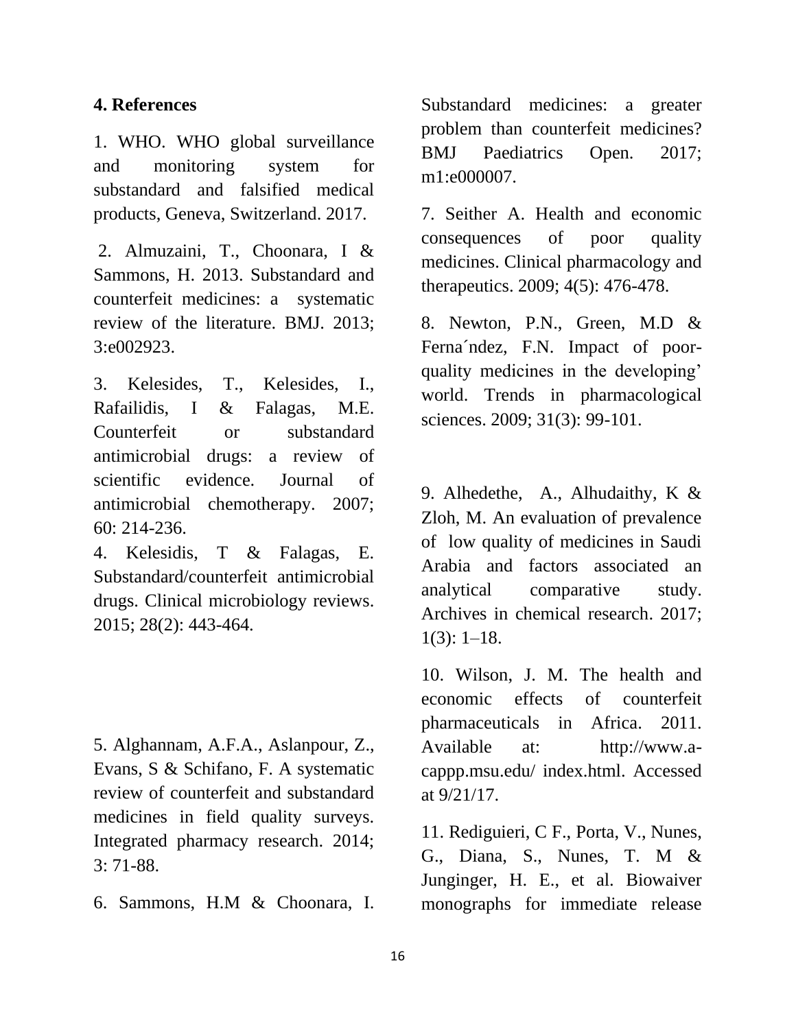## 4. References

1. WHO. WHO global surveillance and monitoring system for substandard and falsified medical products, Geneva, Switzerland. 2017.

2. Almuzaini, T., Choonara, I & Sammons, H. 2013. Substandard and counterfeit medicines: a systematic review of the literature. BMJ. 2013; 3:e002923.

3. Kelesides, T., Kelesides, I., Rafailidis, I & Falagas, M.E. Counterfeit or substandard antimicrobial drugs: a review of scientific evidence. Journal of antimicrobial chemotherapy. 2007; 60: 214-236.

4. Kelesidis, T & Falagas, E. Substandard/counterfeit antimicrobial drugs. Clinical microbiology reviews. 2015; 28(2): 443-464.

5. Alghannam, A.F.A., Aslanpour, Z., Evans, S & Schifano, F. A systematic review of counterfeit and substandard medicines in field quality surveys. Integrated pharmacy research. 2014; 3: 71-88.

6. Sammons, H.M & Choonara, I. Substandard medicines: a greater problem than counterfeit medicines? BMJ Paediatrics Open. 2017; m1:e000007.

7. Seither A. Health and economic consequences of poor quality medicines. Clinical pharmacology and therapeutics. 2009; 4(5): 476-478.

8. Newton, P.N., Green, M.D & Ferna´ndez, F.N. Impact of poor-quality medicines in the developing' world. Trends in pharmacological sciences. 2009; 31(3): 99-101.

9. Alhedethe, A., Alhudaithy, K & Zloh, M. An evaluation of prevalence of low quality of medicines in Saudi Arabia and factors associated an analytical comparative study. Archives in chemical research. 2017; 1(3): 1–18.

10. Wilson, J. M. The health and economic effects of counterfeit pharmaceuticals in Africa. 2011. Available at: http://www.a-cappp.msu.edu/ index.html. Accessed at 9/21/17.

11. Rediguieri, C F., Porta, V., Nunes, G., Diana, S., Nunes, T. M & Junginger, H. E., et al. Biowaiver monographs for immediate release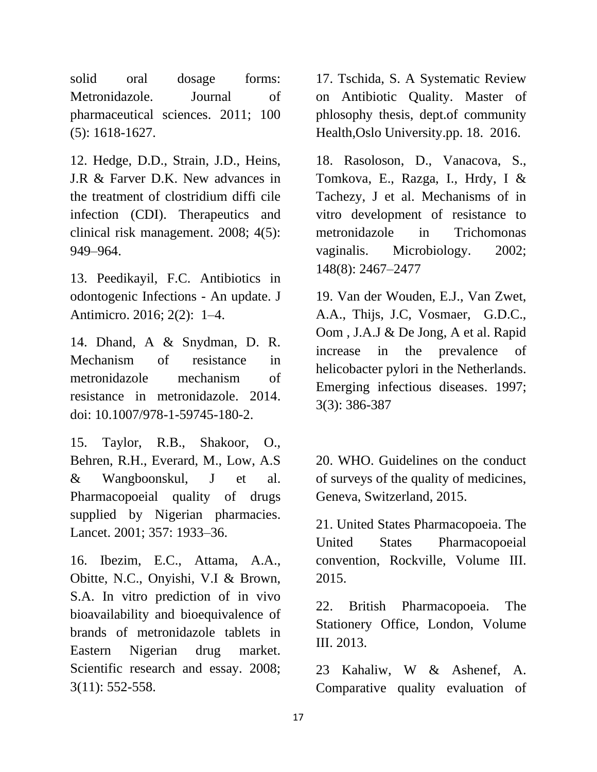solid oral dosage forms: Metronidazole. Journal of pharmaceutical sciences. 2011; 100 (5): 1618-1627.

12. Hedge, D.D., Strain, J.D., Heins, J.R & Farver D.K. New advances in the treatment of clostridium diffi cile infection (CDI). Therapeutics and clinical risk management. 2008; 4(5): 949–964.

13. Peedikayil, F.C. Antibiotics in odontogenic Infections - An update. J Antimicro. 2016; 2(2): 1–4.

14. Dhand, A & Snydman, D. R. Mechanism of resistance in metronidazole mechanism of resistance in metronidazole. 2014. doi: 10.1007/978-1-59745-180-2.

15. Taylor, R.B., Shakoor, O., Behren, R.H., Everard, M., Low, A.S & Wangboonskul, J et al. Pharmacopoeial quality of drugs supplied by Nigerian pharmacies. Lancet. 2001; 357: 1933–36.

16. Ibezim, E.C., Attama, A.A., Obitte, N.C., Onyishi, V.I & Brown, S.A. In vitro prediction of in vivo bioavailability and bioequivalence of brands of metronidazole tablets in Eastern Nigerian drug market. Scientific research and essay. 2008; 3(11): 552-558.

17. Tschida, S. A Systematic Review on Antibiotic Quality. Master of phlosophy thesis, dept.of community Health,Oslo University.pp. 18. 2016.

18. Rasoloson, D., Vanacova, S., Tomkova, E., Razga, I., Hrdy, I & Tachezy, J et al. Mechanisms of in vitro development of resistance to metronidazole in Trichomonas vaginalis. Microbiology. 2002; 148(8): 2467–2477

19. Van der Wouden, E.J., Van Zwet, A.A., Thijs, J.C, Vosmaer, G.D.C., Oom , J.A.J & De Jong, A et al. Rapid increase in the prevalence of helicobacter pylori in the Netherlands. Emerging infectious diseases. 1997; 3(3): 386-387

20. WHO. Guidelines on the conduct of surveys of the quality of medicines, Geneva, Switzerland, 2015.

21. United States Pharmacopoeia. The United States Pharmacopoeial convention, Rockville, Volume III. 2015.

22. British Pharmacopoeia. The Stationery Office, London, Volume III. 2013.

23 Kahaliw, W & Ashenef, A. Comparative quality evaluation of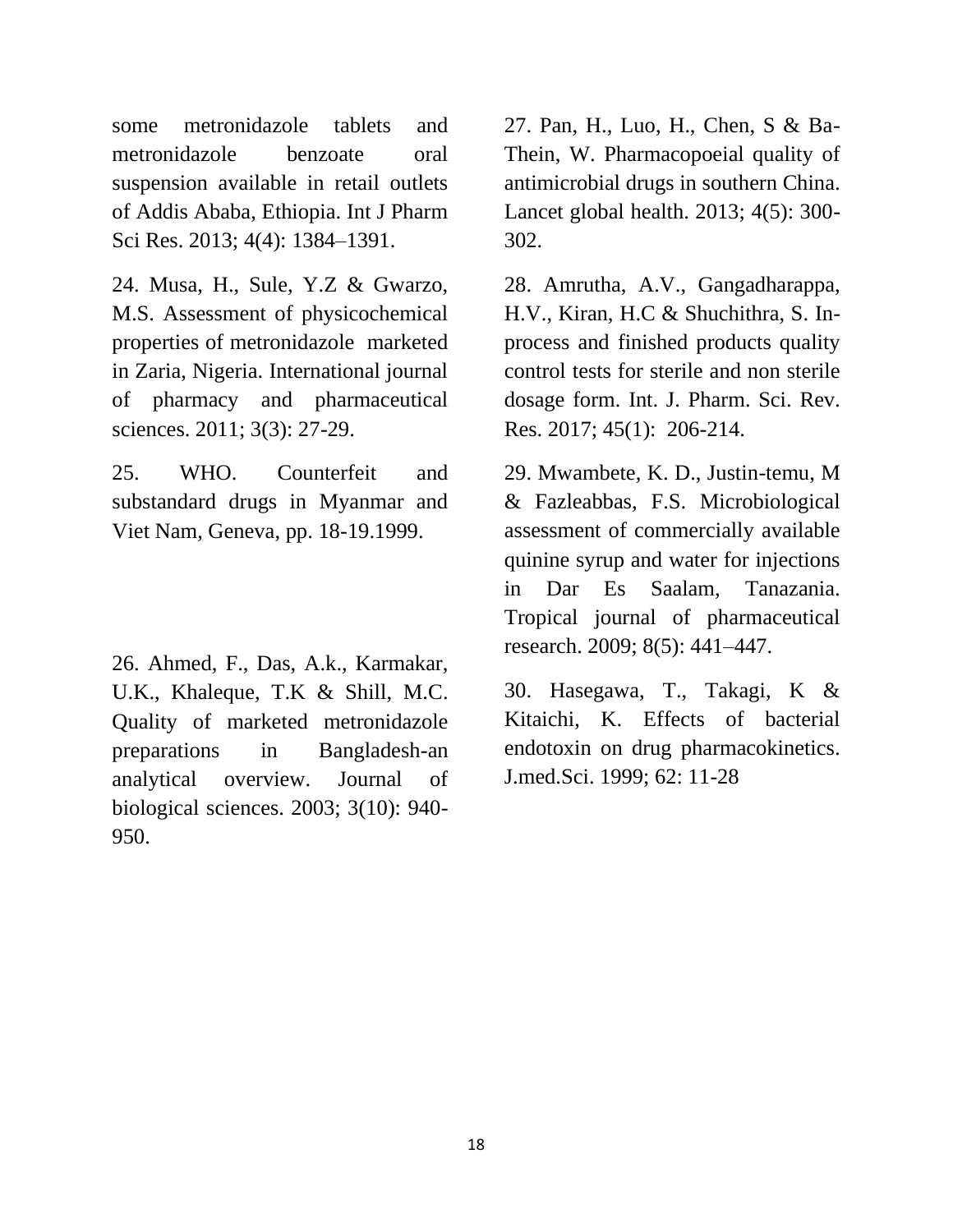some metronidazole tablets and metronidazole benzoate oral suspension available in retail outlets of Addis Ababa, Ethiopia. Int J Pharm Sci Res. 2013; 4(4): 1384–1391.

24. Musa, H., Sule, Y.Z & Gwarzo, M.S. Assessment of physicochemical properties of metronidazole marketed in Zaria, Nigeria. International journal of pharmacy and pharmaceutical sciences. 2011; 3(3): 27-29.

25. WHO. Counterfeit and substandard drugs in Myanmar and Viet Nam, Geneva, pp. 18-19.1999.

26. Ahmed, F., Das, A.k., Karmakar, U.K., Khaleque, T.K & Shill, M.C. Quality of marketed metronidazole preparations in Bangladesh-an analytical overview. Journal of biological sciences. 2003; 3(10): 940-950.

27. Pan, H., Luo, H., Chen, S & Ba-Thein, W. Pharmacopoeial quality of antimicrobial drugs in southern China. Lancet global health. 2013; 4(5): 300-302.

28. Amrutha, A.V., Gangadharappa, H.V., Kiran, H.C & Shuchithra, S. In-process and finished products quality control tests for sterile and non sterile dosage form. Int. J. Pharm. Sci. Rev. Res. 2017; 45(1): 206-214.

29. Mwambete, K. D., Justin-temu, M & Fazleabbas, F.S. Microbiological assessment of commercially available quinine syrup and water for injections in Dar Es Saalam, Tanazania. Tropical journal of pharmaceutical research. 2009; 8(5): 441–447.

30. Hasegawa, T., Takagi, K & Kitaichi, K. Effects of bacterial endotoxin on drug pharmacokinetics. J.med.Sci. 1999; 62: 11-28